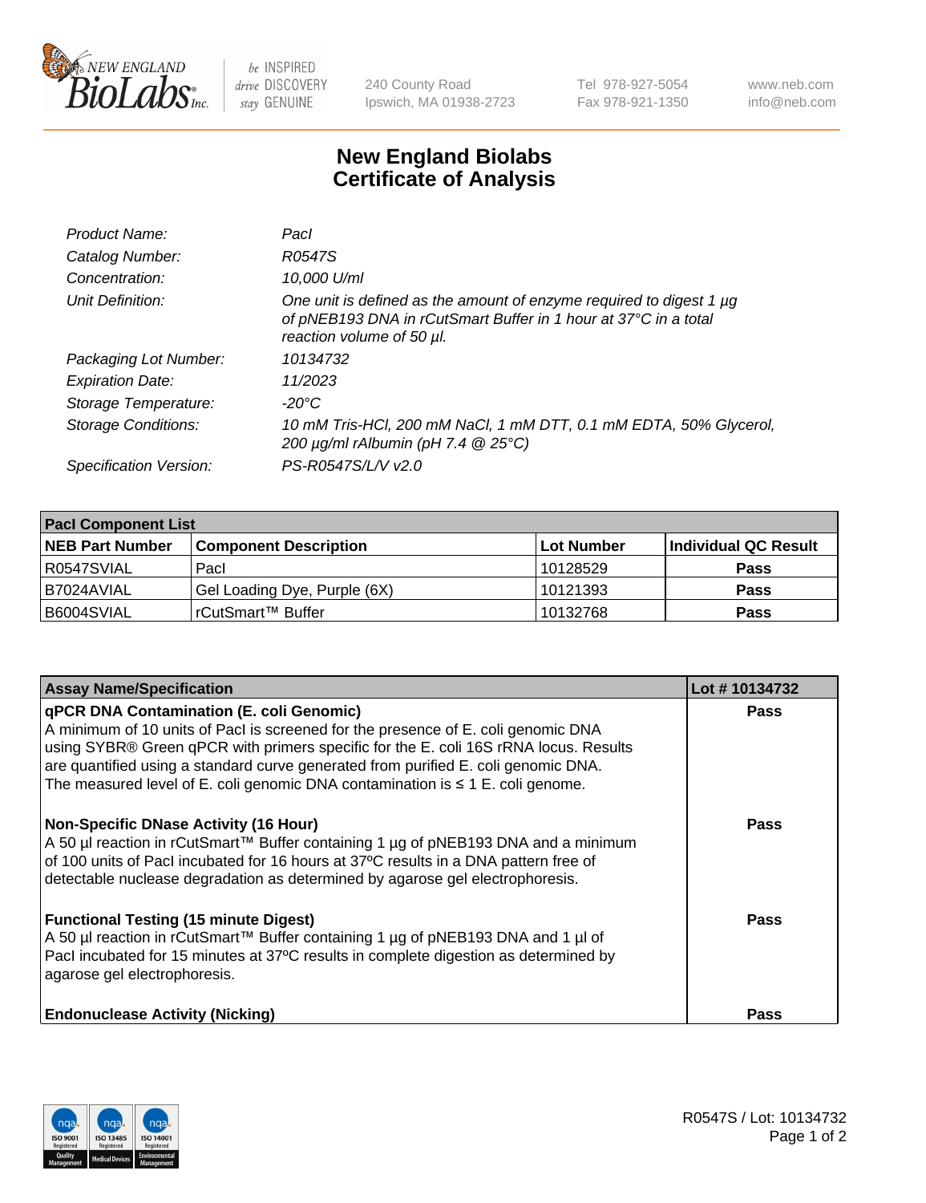# New England Biolabs Certificate of Analysis

240 County Road
Ipswich, MA 01938-2723

Tel 978-927-5054
Fax 978-921-1350

www.neb.com
info@neb.com

| | |
|---|---|
| *Product Name:* | *PacI* |
| *Catalog Number:* | *R0547S* |
| *Concentration:* | *10,000 U/ml* |
| *Unit Definition:* | *One unit is defined as the amount of enzyme required to digest 1 µg of pNEB193 DNA in rCutSmart Buffer in 1 hour at 37°C in a total reaction volume of 50 µl.* |
| *Packaging Lot Number:* | *10134732* |
| *Expiration Date:* | *11/2023* |
| *Storage Temperature:* | *-20°C* |
| *Storage Conditions:* | *10 mM Tris-HCl, 200 mM NaCl, 1 mM DTT, 0.1 mM EDTA, 50% Glycerol, 200 µg/ml rAlbumin (pH 7.4 @ 25°C)* |
| *Specification Version:* | *PS-R0547S/L/V v2.0* |

| PacI Component List | | | |
|---|---|---|---|
| **NEB Part Number** | **Component Description** | **Lot Number** | **Individual QC Result** |
| R0547SVIAL | PacI | 10128529 | **Pass** |
| B7024AVIAL | Gel Loading Dye, Purple (6X) | 10121393 | **Pass** |
| B6004SVIAL | rCutSmart™ Buffer | 10132768 | **Pass** |

| Assay Name/Specification | Lot # 10134732 |
|---|---|
| **qPCR DNA Contamination (E. coli Genomic)** A minimum of 10 units of PacI is screened for the presence of E. coli genomic DNA using SYBR® Green qPCR with primers specific for the E. coli 16S rRNA locus. Results are quantified using a standard curve generated from purified E. coli genomic DNA. The measured level of E. coli genomic DNA contamination is ≤ 1 E. coli genome. | **Pass** |
| **Non-Specific DNase Activity (16 Hour)** A 50 µl reaction in rCutSmart™ Buffer containing 1 µg of pNEB193 DNA and a minimum of 100 units of PacI incubated for 16 hours at 37ºC results in a DNA pattern free of detectable nuclease degradation as determined by agarose gel electrophoresis. | **Pass** |
| **Functional Testing (15 minute Digest)** A 50 µl reaction in rCutSmart™ Buffer containing 1 µg of pNEB193 DNA and 1 µl of PacI incubated for 15 minutes at 37ºC results in complete digestion as determined by agarose gel electrophoresis. | **Pass** |
| **Endonuclease Activity (Nicking)** | **Pass** |

R0547S / Lot: 10134732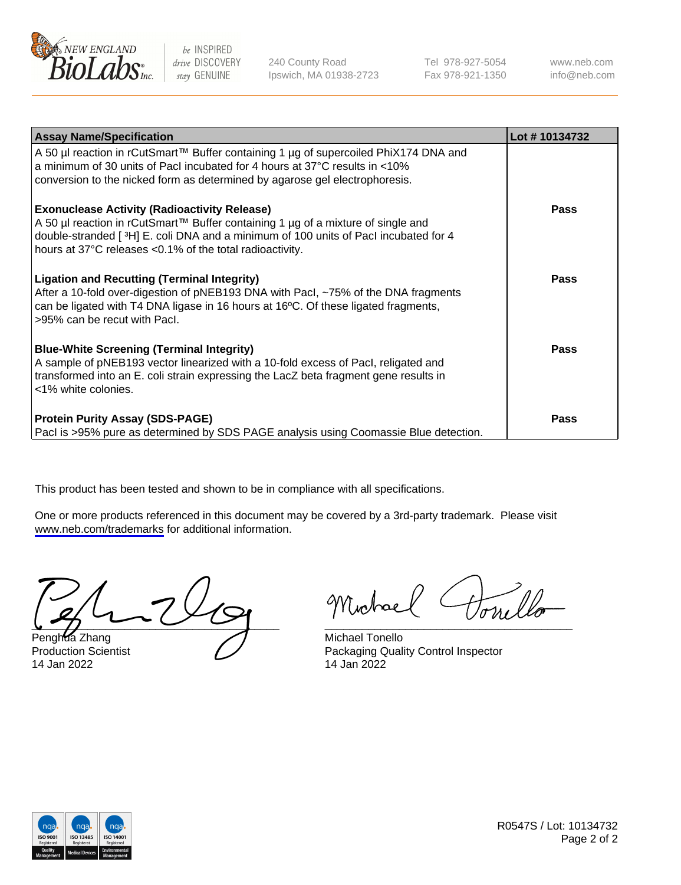| Assay Name/Specification | Lot # 10134732 |
|---|---|
| A 50 µl reaction in rCutSmart™ Buffer containing 1 µg of supercoiled PhiX174 DNA and a minimum of 30 units of PacI incubated for 4 hours at 37°C results in <10% conversion to the nicked form as determined by agarose gel electrophoresis. | |
| **Exonuclease Activity (Radioactivity Release)**<br>A 50 µl reaction in rCutSmart™ Buffer containing 1 µg of a mixture of single and double-stranded [ $^3$H] E. coli DNA and a minimum of 100 units of PacI incubated for 4 hours at 37°C releases <0.1% of the total radioactivity. | **Pass** |
| **Ligation and Recutting (Terminal Integrity)**<br>After a 10-fold over-digestion of pNEB193 DNA with PacI, ~75% of the DNA fragments can be ligated with T4 DNA ligase in 16 hours at 16ºC. Of these ligated fragments, >95% can be recut with PacI. | **Pass** |
| **Blue-White Screening (Terminal Integrity)**<br>A sample of pNEB193 vector linearized with a 10-fold excess of PacI, religated and transformed into an E. coli strain expressing the LacZ beta fragment gene results in <1% white colonies. | **Pass** |
| **Protein Purity Assay (SDS-PAGE)**<br>PacI is >95% pure as determined by SDS PAGE analysis using Coomassie Blue detection. | **Pass** |

This product has been tested and shown to be in compliance with all specifications.

One or more products referenced in this document may be covered by a 3rd-party trademark. Please visit www.neb.com/trademarks for additional information.

Penghua Zhang
Production Scientist
14 Jan 2022

Michael Tonello
Packaging Quality Control Inspector
14 Jan 2022

R0547S / Lot: 10134732